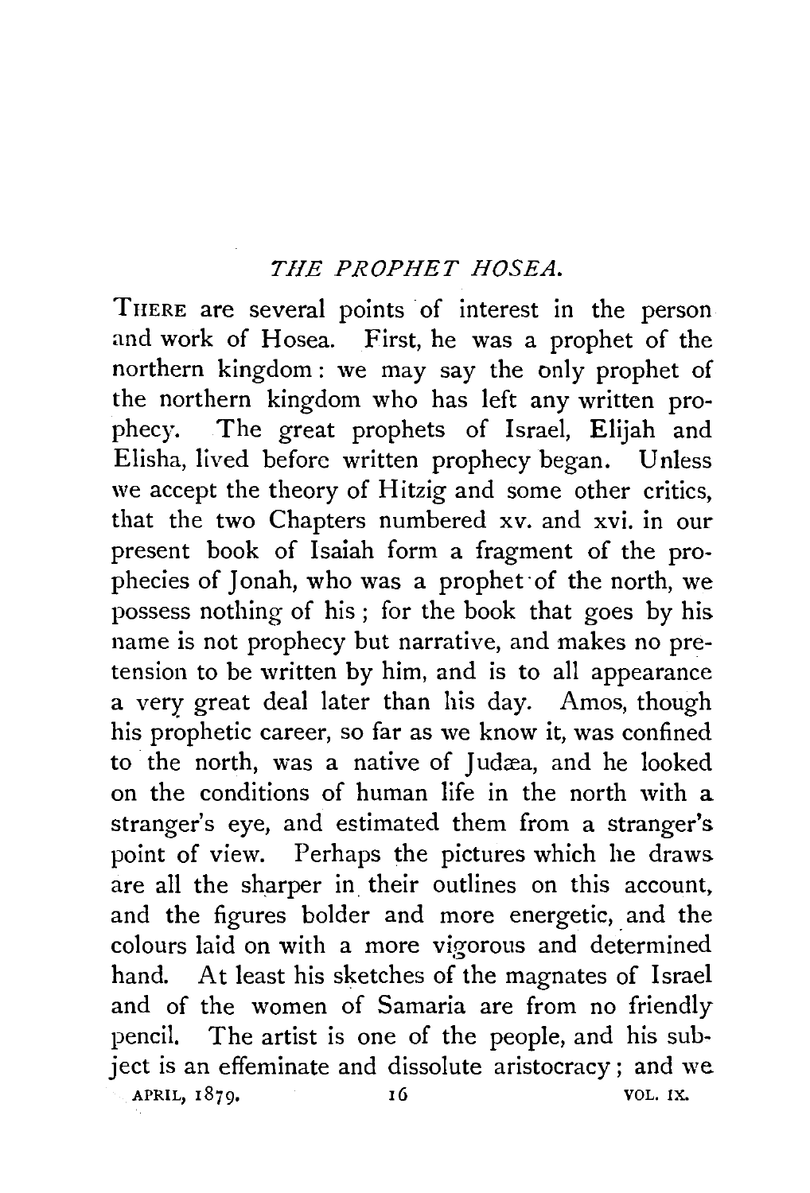# *THE PROPHET HOSEA.*

THERE are several points of interest in the person and work of Hosea. First, he was a prophet of the northern kingdom: we may say the only prophet of the northern kingdom who has left any written prophecy. The great prophets of Israel, Elijah and Elisha, lived before written prophecy began. Unless we accept the theory of Hitzig and some other critics, that the two Chapters numbered xv. and xvi. in our present book of Isaiah form a fragment of the prophecies of Jonah, who was a prophet of the north, we possess nothing of his; for the book that goes by his name is not prophecy but narrative, and makes no pretension to be written by him, and is to all appearance a very great deal later than his day. Amos, though his prophetic career, so far as we know it, was confined to the north, was a native of Judæa, and he looked on the conditions of human life in the north with a stranger's eye, and estimated them from a stranger's point of view. Perhaps the pictures which he draws are all the sharper in their outlines on this account, and the figures bolder and more energetic, and the colours laid on with a more vigorous and determined hand. At least his sketches of the magnates of Israel and of the women of Samaria are from no friendly pencil. The artist is one of the people, and his subject is an effeminate and dissolute aristocracy; and we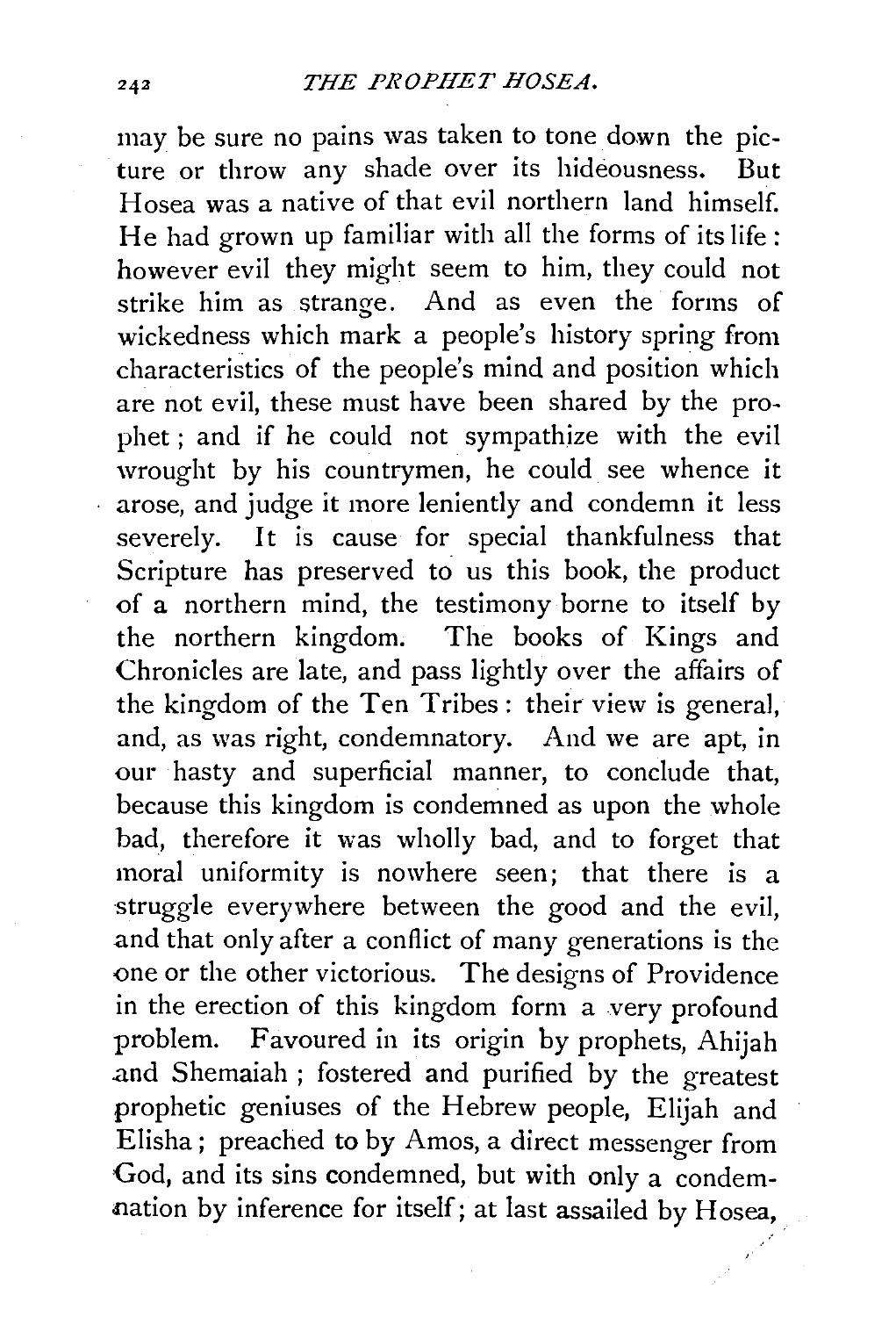may be sure no pains was taken to tone down the picture or throw any shade over its hideousness. But Hosea was a native of that evil northern land himself. He had grown up familiar with all the forms of its life: however evil they might seem to him, they could not strike him as strange. And as even the forms of wickedness which mark a people's history spring from characteristics of the people's mind and position which are not evil, these must have been shared by the prophet; and if he could not sympathize with the evil wrought by his countrymen, he could see whence it arose, and judge it more leniently and condemn it less severely. It is cause for special thankfulness that Scripture has preserved to us this book, the product of a northern mind, the testimony borne to itself by the northern kingdom. The books of Kings and Chronicles are late, and pass lightly over the affairs of the kingdom of the Ten Tribes: their view is general, and, as was right, condemnatory. And we are apt, in our hasty and superficial manner, to conclude that, because this kingdom is condemned as upon the whole bad, therefore it was wholly bad, and to forget that moral uniformity is nowhere seen; that there is a struggle everywhere between the good and the evil, and that only after a conflict of many generations is the one or the other victorious. The designs of Providence in the erection of this kingdom form a very profound problem. Favoured in its origin by prophets, Ahijah and Shemaiah; fostered and purified by the greatest prophetic geniuses of the Hebrew people, Elijah and Elisha; preached to by Amos, a direct messenger from God, and its sins condemned, but with only a condemnation by inference for itself; at last assailed by Hosea,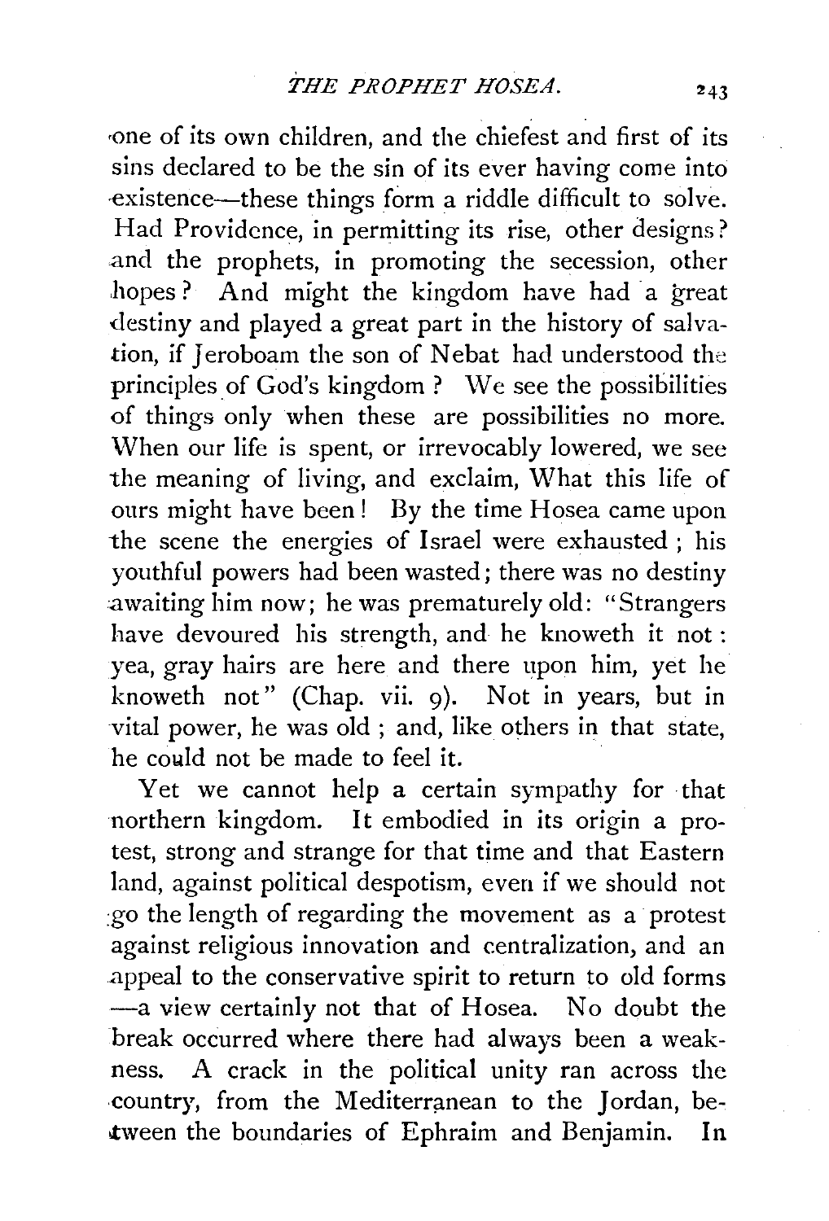one of its own children, and the chiefest and first of its sins declared to be the sin of its ever having come into existence—these things form a riddle difficult to solve. Had Providence, in permitting its rise, other designs? and the prophets, in promoting the secession, other hopes? And might the kingdom have had a great destiny and played a great part in the history of salvation, if Jeroboam the son of Nebat had understood the principles of God's kingdom? We see the possibilities of things only when these are possibilities no more. When our life is spent, or irrevocably lowered, we see the meaning of living, and exclaim, What this life of ours might have been! By the time Hosea came upon the scene the energies of Israel were exhausted; his youthful powers had been wasted; there was no destiny awaiting him now; he was prematurely old: "Strangers have devoured his strength, and he knoweth it not: yea, gray hairs are here and there upon him, yet he knoweth not" (Chap. vii. 9). Not in years, but in vital power, he was old; and, like others in that state, he could not be made to feel it.

Yet we cannot help a certain sympathy for that northern kingdom. It embodied in its origin a protest, strong and strange for that time and that Eastern land, against political despotism, even if we should not go the length of regarding the movement as a protest against religious innovation and centralization, and an appeal to the conservative spirit to return to old forms —a view certainly not that of Hosea. No doubt the break occurred where there had always been a weakness. A crack in the political unity ran across the country, from the Mediterranean to the Jordan, between the boundaries of Ephraim and Benjamin. In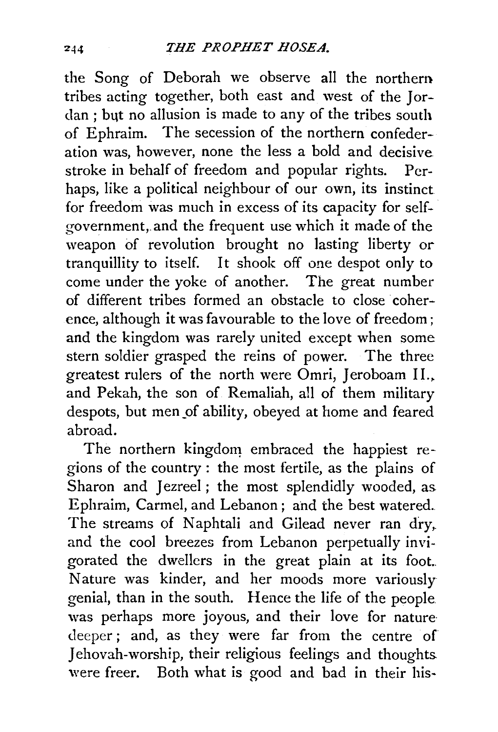the Song of Deborah we observe all the northern tribes acting together, both east and west of the Jordan ; but no allusion is made to any of the tribes south of Ephraim. The secession of the northern confederation was, however, none the less a bold and decisive stroke in behalf of freedom and popular rights. Perhaps, like a political neighbour of our own, its instinct for freedom was much in excess of its capacity for self-government, and the frequent use which it made of the weapon of revolution brought no lasting liberty or tranquillity to itself. It shook off one despot only to come under the yoke of another. The great number of different tribes formed an obstacle to close coherence, although it was favourable to the love of freedom; and the kingdom was rarely united except when some stern soldier grasped the reins of power. The three greatest rulers of the north were Omri, Jeroboam II., and Pekah, the son of Remaliah, all of them military despots, but men of ability, obeyed at home and feared abroad.

The northern kingdom embraced the happiest regions of the country : the most fertile, as the plains of Sharon and Jezreel ; the most splendidly wooded, as Ephraim, Carmel, and Lebanon ; and the best watered. The streams of Naphtali and Gilead never ran dry, and the cool breezes from Lebanon perpetually invigorated the dwellers in the great plain at its foot. Nature was kinder, and her moods more variously genial, than in the south. Hence the life of the people was perhaps more joyous, and their love for nature deeper ; and, as they were far from the centre of Jehovah-worship, their religious feelings and thoughts were freer. Both what is good and bad in their his-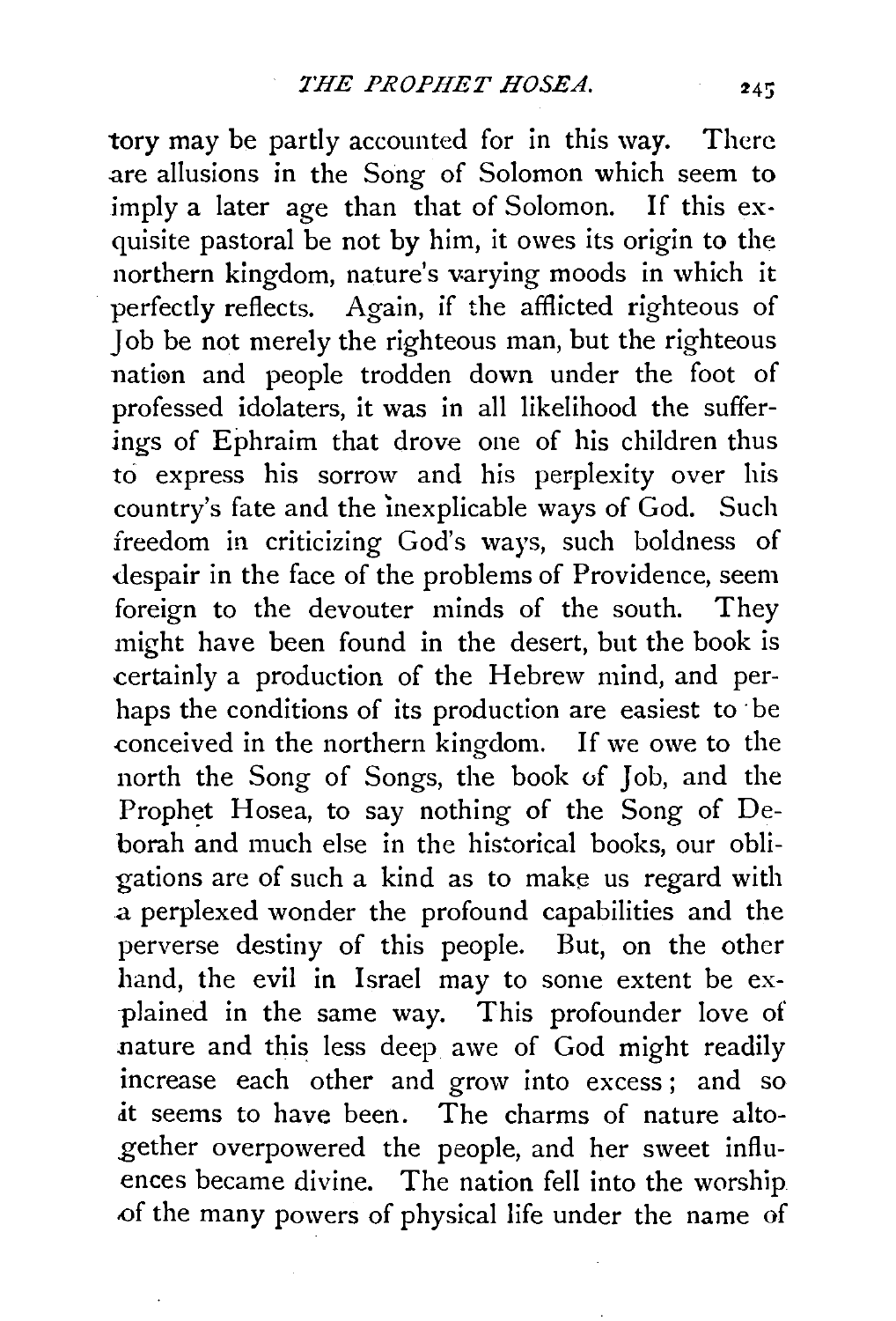tory may be partly accounted for in this way. There are allusions in the Song of Solomon which seem to imply a later age than that of Solomon. If this exquisite pastoral be not by him, it owes its origin to the northern kingdom, nature's varying moods in which it perfectly reflects. Again, if the afflicted righteous of Job be not merely the righteous man, but the righteous nation and people trodden down under the foot of professed idolaters, it was in all likelihood the sufferings of Ephraim that drove one of his children thus to express his sorrow and his perplexity over his country's fate and the inexplicable ways of God. Such freedom in criticizing God's ways, such boldness of despair in the face of the problems of Providence, seem foreign to the devouter minds of the south. They might have been found in the desert, but the book is certainly a production of the Hebrew mind, and perhaps the conditions of its production are easiest to be conceived in the northern kingdom. If we owe to the north the Song of Songs, the book of Job, and the Prophet Hosea, to say nothing of the Song of Deborah and much else in the historical books, our obligations are of such a kind as to make us regard with a perplexed wonder the profound capabilities and the perverse destiny of this people. But, on the other hand, the evil in Israel may to some extent be explained in the same way. This profounder love of nature and this less deep awe of God might readily increase each other and grow into excess; and so it seems to have been. The charms of nature altogether overpowered the people, and her sweet influences became divine. The nation fell into the worship of the many powers of physical life under the name of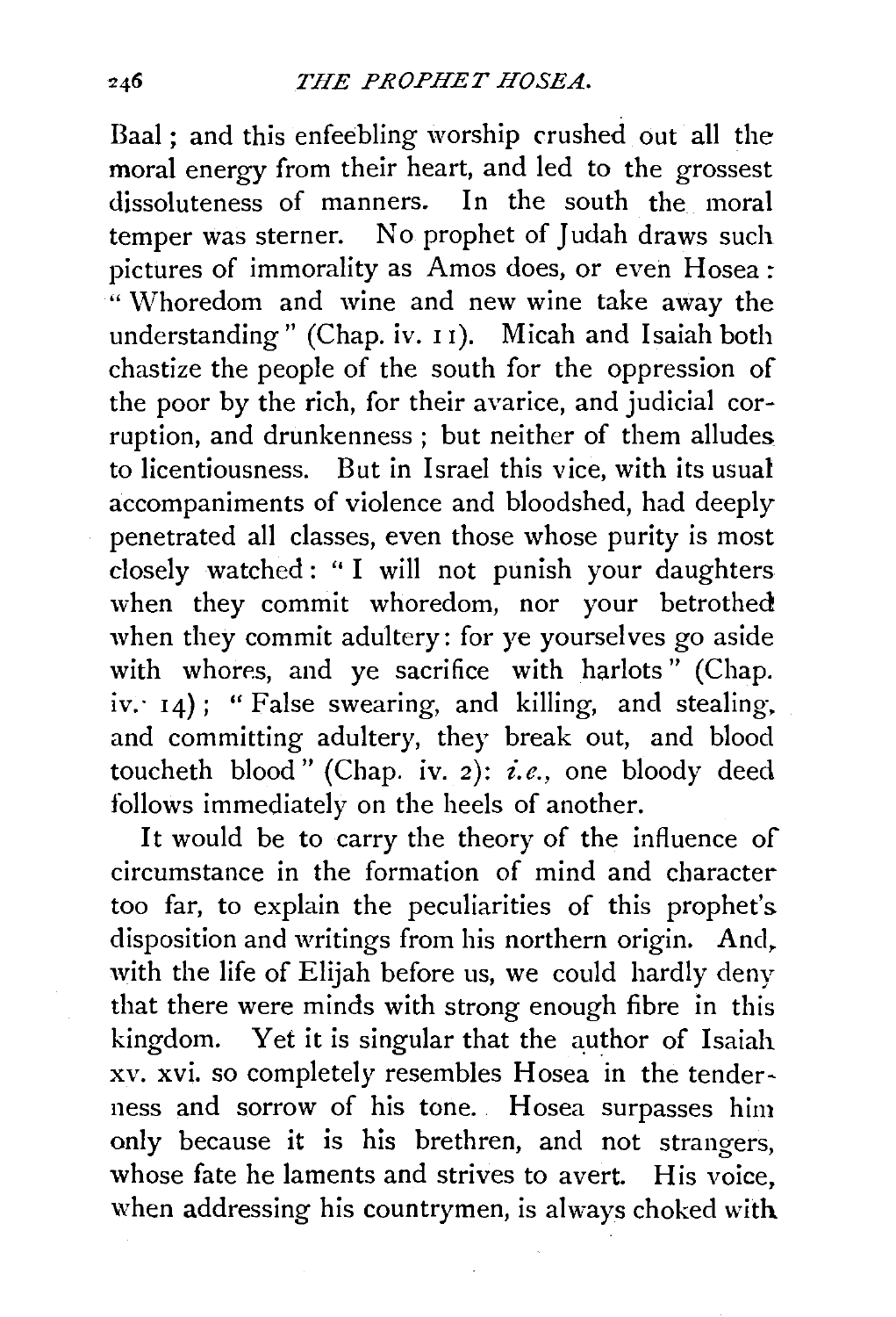Baal; and this enfeebling worship crushed out all the moral energy from their heart, and led to the grossest dissoluteness of manners. In the south the moral temper was sterner. No prophet of Judah draws such pictures of immorality as Amos does, or even Hosea: "Whoredom and wine and new wine take away the understanding" (Chap. iv. 11). Micah and Isaiah both chastize the people of the south for the oppression of the poor by the rich, for their avarice, and judicial corruption, and drunkenness; but neither of them alludes to licentiousness. But in Israel this vice, with its usual accompaniments of violence and bloodshed, had deeply penetrated all classes, even those whose purity is most closely watched: "I will not punish your daughters when they commit whoredom, nor your betrothed when they commit adultery: for ye yourselves go aside with whores, and ye sacrifice with harlots" (Chap. iv. 14); "False swearing, and killing, and stealing, and committing adultery, they break out, and blood toucheth blood" (Chap. iv. 2): *i.e.*, one bloody deed follows immediately on the heels of another.

It would be to carry the theory of the influence of circumstance in the formation of mind and character too far, to explain the peculiarities of this prophet's disposition and writings from his northern origin. And, with the life of Elijah before us, we could hardly deny that there were minds with strong enough fibre in this kingdom. Yet it is singular that the author of Isaiah xv. xvi. so completely resembles Hosea in the tenderness and sorrow of his tone. Hosea surpasses him only because it is his brethren, and not strangers, whose fate he laments and strives to avert. His voice, when addressing his countrymen, is always choked with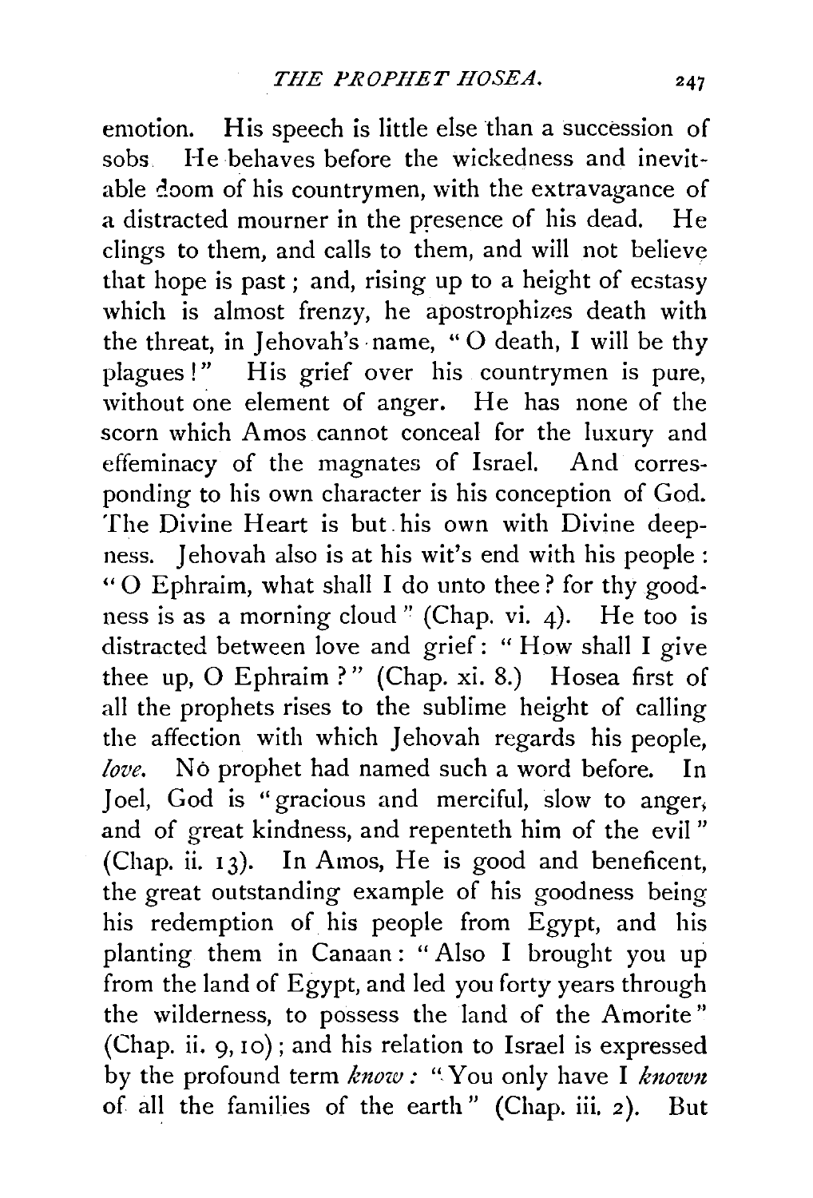emotion. His speech is little else than a succession of sobs. He behaves before the wickedness and inevitable doom of his countrymen, with the extravagance of a distracted mourner in the presence of his dead. He clings to them, and calls to them, and will not believe that hope is past; and, rising up to a height of ecstasy which is almost frenzy, he apostrophizes death with the threat, in Jehovah's name, "O death, I will be thy plagues!" His grief over his countrymen is pure, without one element of anger. He has none of the scorn which Amos cannot conceal for the luxury and effeminacy of the magnates of Israel. And corresponding to his own character is his conception of God. The Divine Heart is but his own with Divine deepness. Jehovah also is at his wit's end with his people: "O Ephraim, what shall I do unto thee? for thy goodness is as a morning cloud" (Chap. vi. 4). He too is distracted between love and grief: "How shall I give thee up, O Ephraim?" (Chap. xi. 8.) Hosea first of all the prophets rises to the sublime height of calling the affection with which Jehovah regards his people, *love*. No prophet had named such a word before. In Joel, God is "gracious and merciful, slow to anger, and of great kindness, and repenteth him of the evil" (Chap. ii. 13). In Amos, He is good and beneficent, the great outstanding example of his goodness being his redemption of his people from Egypt, and his planting them in Canaan: "Also I brought you up from the land of Egypt, and led you forty years through the wilderness, to possess the land of the Amorite" (Chap. ii. 9, 10); and his relation to Israel is expressed by the profound term *know*: "You only have I *known* of all the families of the earth" (Chap. iii. 2). But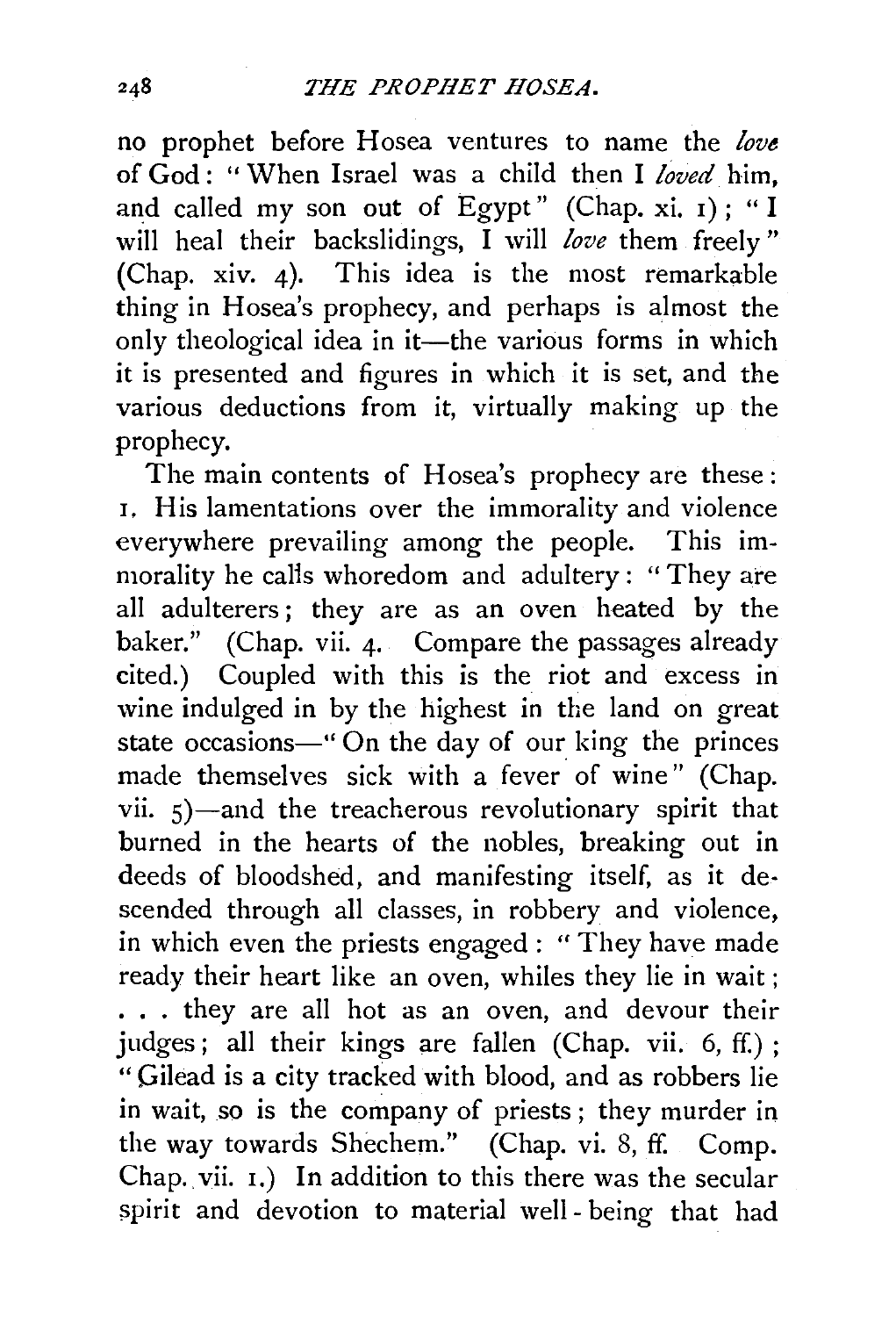no prophet before Hosea ventures to name the *love* of God: "When Israel was a child then I *loved* him, and called my son out of Egypt" (Chap. xi. 1); "I will heal their backslidings, I will *love* them freely" (Chap. xiv. 4). This idea is the most remarkable thing in Hosea's prophecy, and perhaps is almost the only theological idea in it—the various forms in which it is presented and figures in which it is set, and the various deductions from it, virtually making up the prophecy.

The main contents of Hosea's prophecy are these: 1. His lamentations over the immorality and violence everywhere prevailing among the people. This immorality he calls whoredom and adultery: "They are all adulterers; they are as an oven heated by the baker." (Chap. vii. 4. Compare the passages already cited.) Coupled with this is the riot and excess in wine indulged in by the highest in the land on great state occasions—"On the day of our king the princes made themselves sick with a fever of wine" (Chap. vii. 5)—and the treacherous revolutionary spirit that burned in the hearts of the nobles, breaking out in deeds of bloodshed, and manifesting itself, as it descended through all classes, in robbery and violence, in which even the priests engaged: "They have made ready their heart like an oven, whiles they lie in wait; . . . they are all hot as an oven, and devour their judges; all their kings are fallen (Chap. vii. 6, ff.); "Gilead is a city tracked with blood, and as robbers lie in wait, so is the company of priests; they murder in the way towards Shechem." (Chap. vi. 8, ff. Comp. Chap. vii. 1.) In addition to this there was the secular spirit and devotion to material well-being that had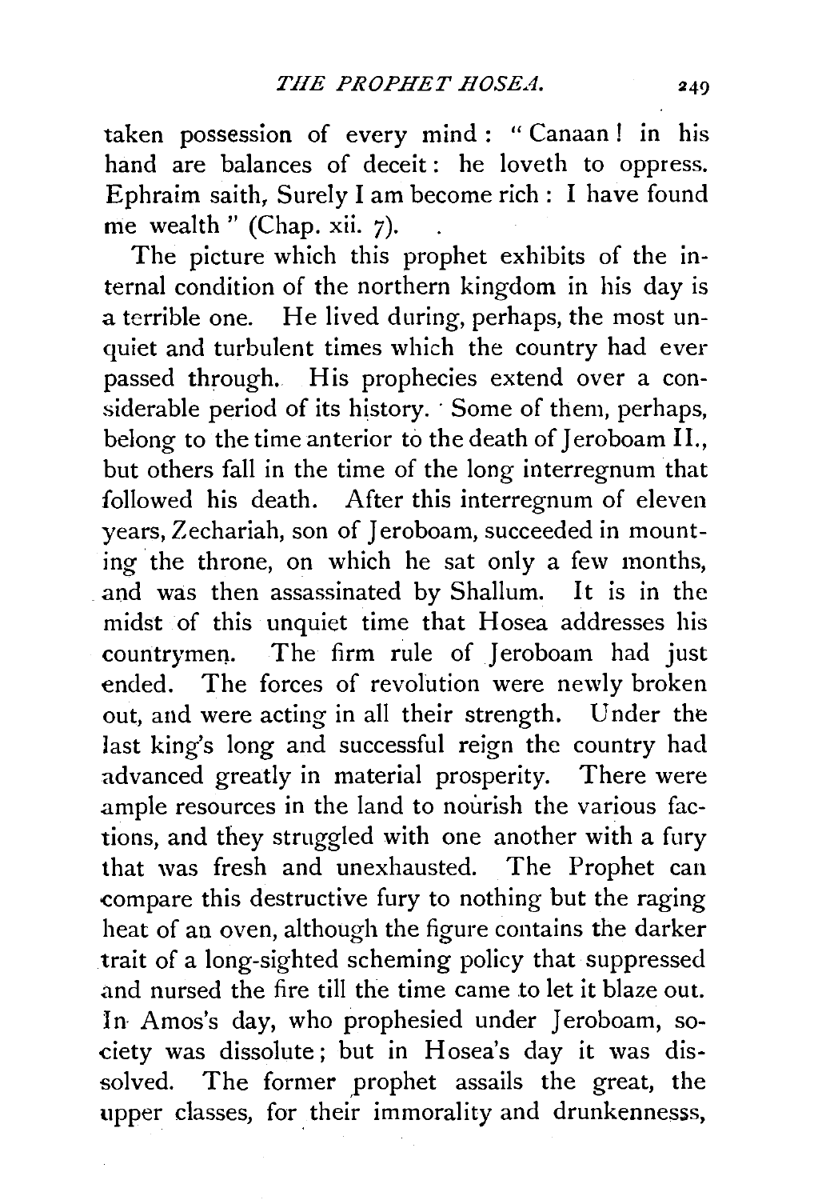taken possession of every mind: "Canaan! in his hand are balances of deceit: he loveth to oppress. Ephraim saith, Surely I am become rich: I have found me wealth" (Chap. xii. 7).

The picture which this prophet exhibits of the internal condition of the northern kingdom in his day is a terrible one. He lived during, perhaps, the most unquiet and turbulent times which the country had ever passed through. His prophecies extend over a considerable period of its history. Some of them, perhaps, belong to the time anterior to the death of Jeroboam II., but others fall in the time of the long interregnum that followed his death. After this interregnum of eleven years, Zechariah, son of Jeroboam, succeeded in mounting the throne, on which he sat only a few months, and was then assassinated by Shallum. It is in the midst of this unquiet time that Hosea addresses his countrymen. The firm rule of Jeroboam had just ended. The forces of revolution were newly broken out, and were acting in all their strength. Under the last king's long and successful reign the country had advanced greatly in material prosperity. There were ample resources in the land to nourish the various factions, and they struggled with one another with a fury that was fresh and unexhausted. The Prophet can compare this destructive fury to nothing but the raging heat of an oven, although the figure contains the darker trait of a long-sighted scheming policy that suppressed and nursed the fire till the time came to let it blaze out. In Amos's day, who prophesied under Jeroboam, society was dissolute; but in Hosea's day it was dissolved. The former prophet assails the great, the upper classes, for their immorality and drunkenesss,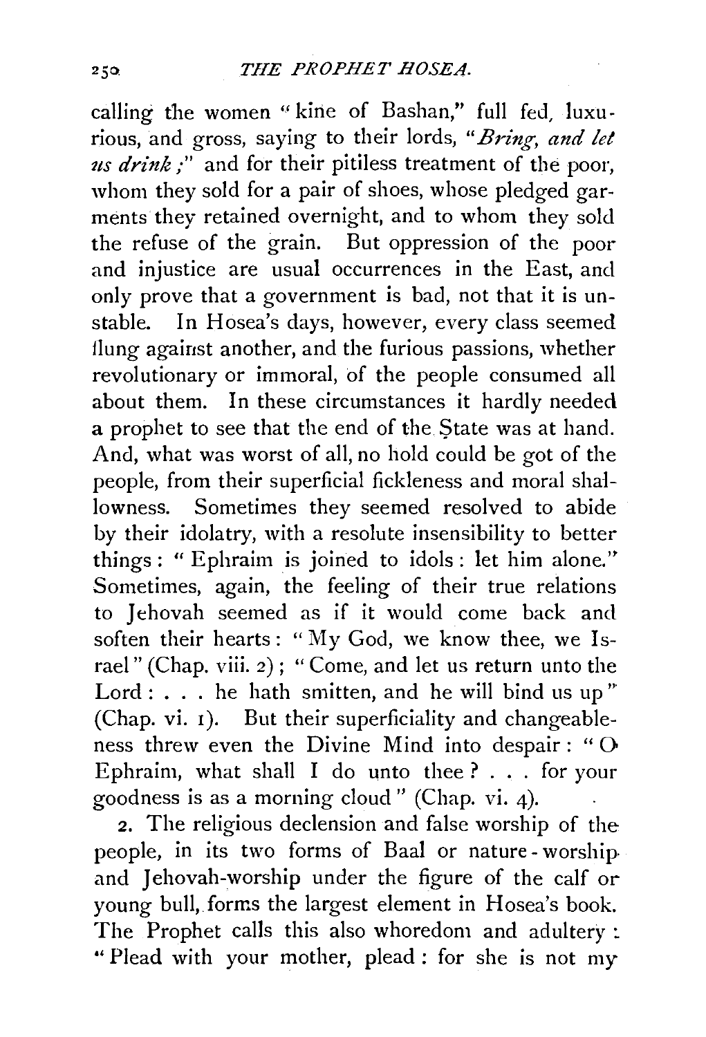calling the women "kine of Bashan," full fed, luxurious, and gross, saying to their lords, "*Bring, and let us drink;*" and for their pitiless treatment of the poor, whom they sold for a pair of shoes, whose pledged garments they retained overnight, and to whom they sold the refuse of the grain. But oppression of the poor and injustice are usual occurrences in the East, and only prove that a government is bad, not that it is unstable. In Hosea's days, however, every class seemed flung against another, and the furious passions, whether revolutionary or immoral, of the people consumed all about them. In these circumstances it hardly needed a prophet to see that the end of the State was at hand. And, what was worst of all, no hold could be got of the people, from their superficial fickleness and moral shallowness. Sometimes they seemed resolved to abide by their idolatry, with a resolute insensibility to better things: "Ephraim is joined to idols: let him alone." Sometimes, again, the feeling of their true relations to Jehovah seemed as if it would come back and soften their hearts: "My God, we know thee, we Israel" (Chap. viii. 2); "Come, and let us return unto the Lord: . . . he hath smitten, and he will bind us up" (Chap. vi. 1). But their superficiality and changeableness threw even the Divine Mind into despair: "O Ephraim, what shall I do unto thee? . . . for your goodness is as a morning cloud" (Chap. vi. 4).

2. The religious declension and false worship of the people, in its two forms of Baal or nature-worship and Jehovah-worship under the figure of the calf or young bull, forms the largest element in Hosea's book. The Prophet calls this also whoredom and adultery: "Plead with your mother, plead: for she is not my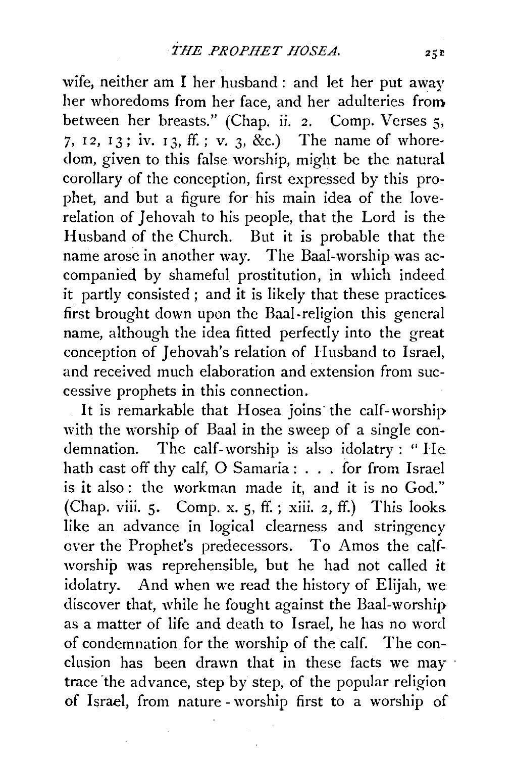wife, neither am I her husband: and let her put away her whoredoms from her face, and her adulteries from between her breasts." (Chap. ii. 2. Comp. Verses 5, 7, 12, 13; iv. 13, ff.; v. 3, &c.) The name of whoredom, given to this false worship, might be the natural corollary of the conception, first expressed by this prophet, and but a figure for his main idea of the love-relation of Jehovah to his people, that the Lord is the Husband of the Church. But it is probable that the name arose in another way. The Baal-worship was accompanied by shameful prostitution, in which indeed it partly consisted; and it is likely that these practices first brought down upon the Baal-religion this general name, although the idea fitted perfectly into the great conception of Jehovah's relation of Husband to Israel, and received much elaboration and extension from successive prophets in this connection.

It is remarkable that Hosea joins the calf-worship with the worship of Baal in the sweep of a single condemnation. The calf-worship is also idolatry: "He hath cast off thy calf, O Samaria: . . . for from Israel is it also: the workman made it, and it is no God." (Chap. viii. 5. Comp. x. 5, ff.; xiii. 2, ff.) This looks like an advance in logical clearness and stringency over the Prophet's predecessors. To Amos the calf-worship was reprehensible, but he had not called it idolatry. And when we read the history of Elijah, we discover that, while he fought against the Baal-worship as a matter of life and death to Israel, he has no word of condemnation for the worship of the calf. The conclusion has been drawn that in these facts we may trace the advance, step by step, of the popular religion of Israel, from nature-worship first to a worship of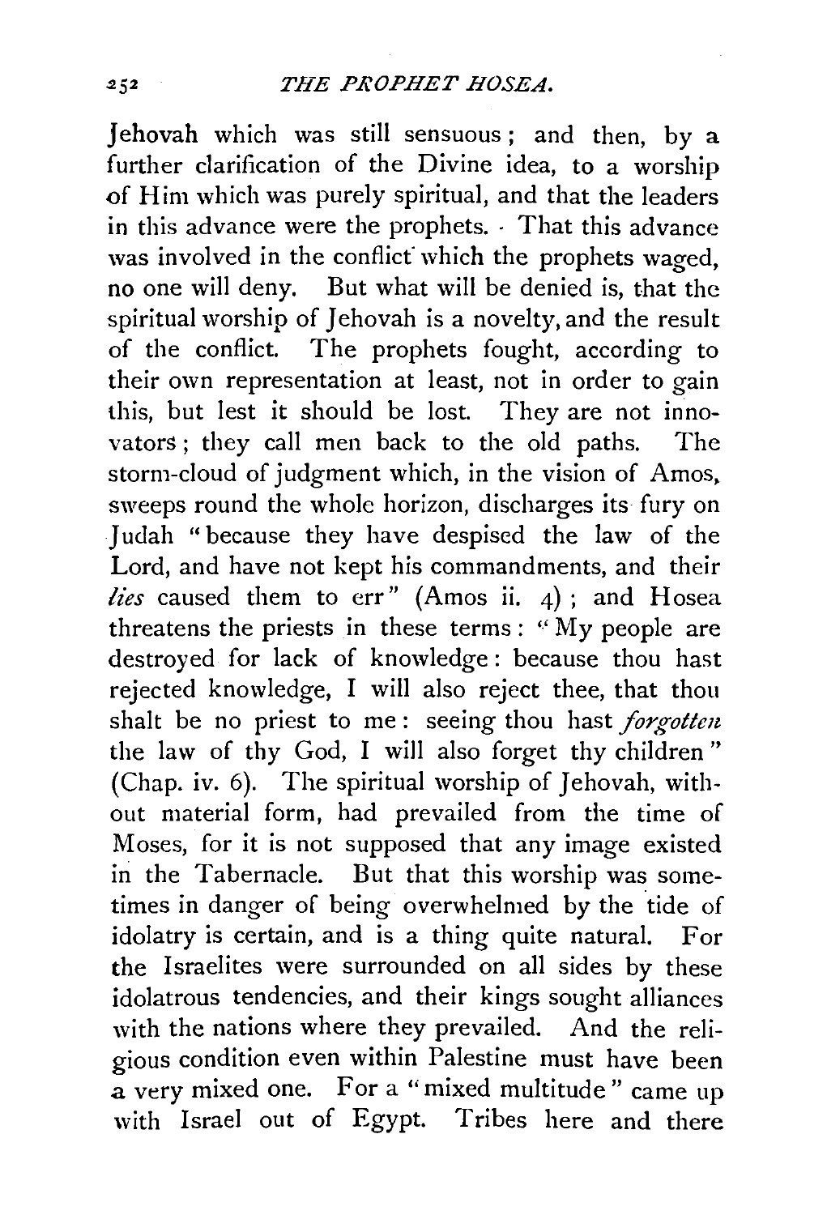Jehovah which was still sensuous; and then, by a further clarification of the Divine idea, to a worship of Him which was purely spiritual, and that the leaders in this advance were the prophets. That this advance was involved in the conflict which the prophets waged, no one will deny. But what will be denied is, that the spiritual worship of Jehovah is a novelty, and the result of the conflict. The prophets fought, according to their own representation at least, not in order to gain this, but lest it should be lost. They are not innovators; they call men back to the old paths. The storm-cloud of judgment which, in the vision of Amos, sweeps round the whole horizon, discharges its fury on Judah "because they have despised the law of the Lord, and have not kept his commandments, and their *lies* caused them to err" (Amos ii. 4); and Hosea threatens the priests in these terms: "My people are destroyed for lack of knowledge: because thou hast rejected knowledge, I will also reject thee, that thou shalt be no priest to me: seeing thou hast *forgotten* the law of thy God, I will also forget thy children" (Chap. iv. 6). The spiritual worship of Jehovah, without material form, had prevailed from the time of Moses, for it is not supposed that any image existed in the Tabernacle. But that this worship was sometimes in danger of being overwhelmed by the tide of idolatry is certain, and is a thing quite natural. For the Israelites were surrounded on all sides by these idolatrous tendencies, and their kings sought alliances with the nations where they prevailed. And the religious condition even within Palestine must have been a very mixed one. For a "mixed multitude" came up with Israel out of Egypt. Tribes here and there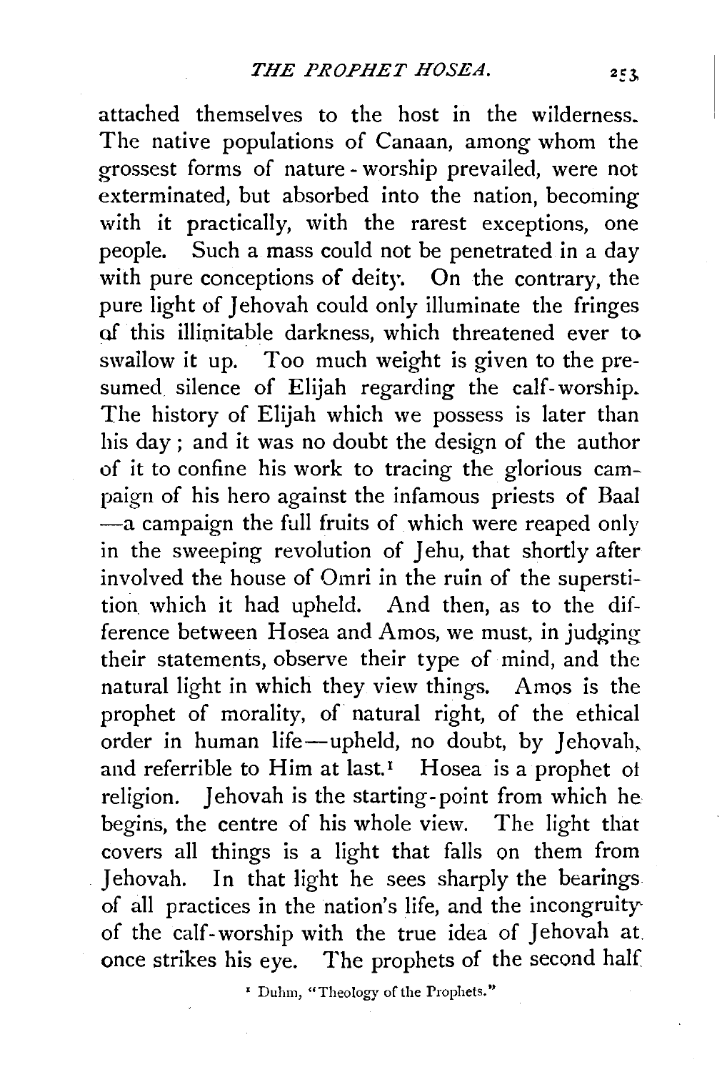attached themselves to the host in the wilderness. The native populations of Canaan, among whom the grossest forms of nature-worship prevailed, were not exterminated, but absorbed into the nation, becoming with it practically, with the rarest exceptions, one people. Such a mass could not be penetrated in a day with pure conceptions of deity. On the contrary, the pure light of Jehovah could only illuminate the fringes of this illimitable darkness, which threatened ever to swallow it up. Too much weight is given to the presumed silence of Elijah regarding the calf-worship. The history of Elijah which we possess is later than his day; and it was no doubt the design of the author of it to confine his work to tracing the glorious campaign of his hero against the infamous priests of Baal —a campaign the full fruits of which were reaped only in the sweeping revolution of Jehu, that shortly after involved the house of Omri in the ruin of the superstition which it had upheld. And then, as to the difference between Hosea and Amos, we must, in judging their statements, observe their type of mind, and the natural light in which they view things. Amos is the prophet of morality, of natural right, of the ethical order in human life—upheld, no doubt, by Jehovah, and referrible to Him at last.[1] Hosea is a prophet of religion. Jehovah is the starting-point from which he begins, the centre of his whole view. The light that covers all things is a light that falls on them from Jehovah. In that light he sees sharply the bearings of all practices in the nation's life, and the incongruity of the calf-worship with the true idea of Jehovah at once strikes his eye. The prophets of the second half

[1] Duhm, "Theology of the Prophets."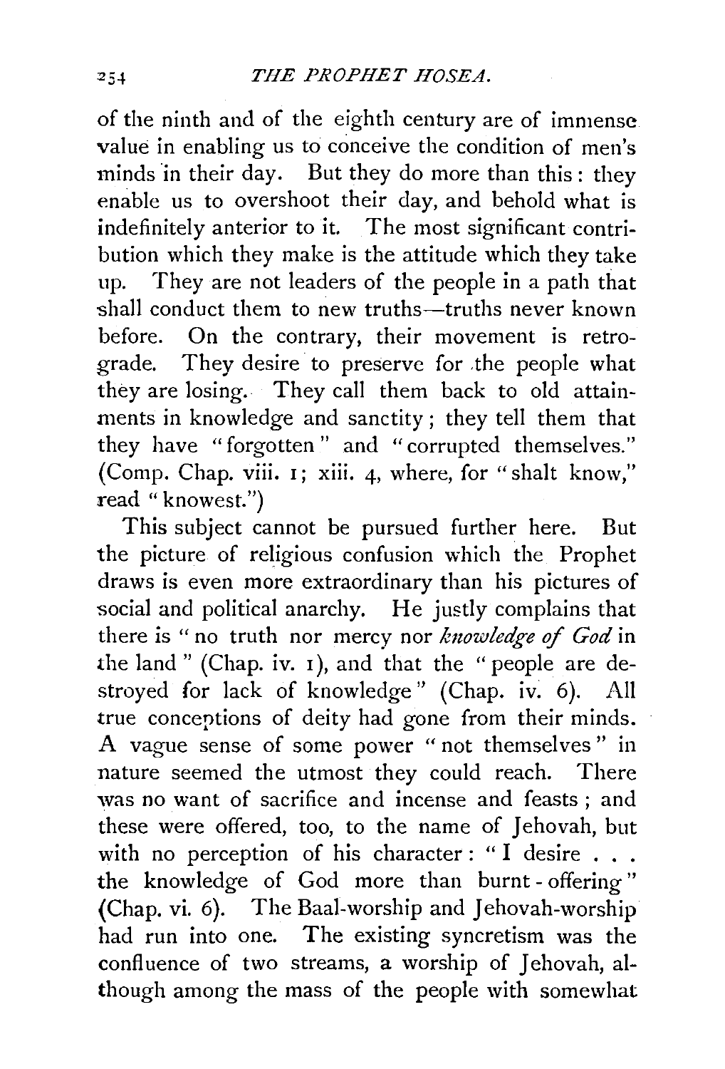of the ninth and of the eighth century are of immense value in enabling us to conceive the condition of men's minds in their day. But they do more than this: they enable us to overshoot their day, and behold what is indefinitely anterior to it. The most significant contribution which they make is the attitude which they take up. They are not leaders of the people in a path that shall conduct them to new truths—truths never known before. On the contrary, their movement is retrograde. They desire to preserve for the people what they are losing. They call them back to old attainments in knowledge and sanctity; they tell them that they have "forgotten" and "corrupted themselves." (Comp. Chap. viii. 1; xiii. 4, where, for "shalt know," read "knowest.")

This subject cannot be pursued further here. But the picture of religious confusion which the Prophet draws is even more extraordinary than his pictures of social and political anarchy. He justly complains that there is "no truth nor mercy nor *knowledge of God* in the land" (Chap. iv. 1), and that the "people are destroyed for lack of knowledge" (Chap. iv. 6). All true conceptions of deity had gone from their minds. A vague sense of some power "not themselves" in nature seemed the utmost they could reach. There was no want of sacrifice and incense and feasts; and these were offered, too, to the name of Jehovah, but with no perception of his character: "I desire . . . the knowledge of God more than burnt-offering" (Chap. vi. 6). The Baal-worship and Jehovah-worship had run into one. The existing syncretism was the confluence of two streams, a worship of Jehovah, although among the mass of the people with somewhat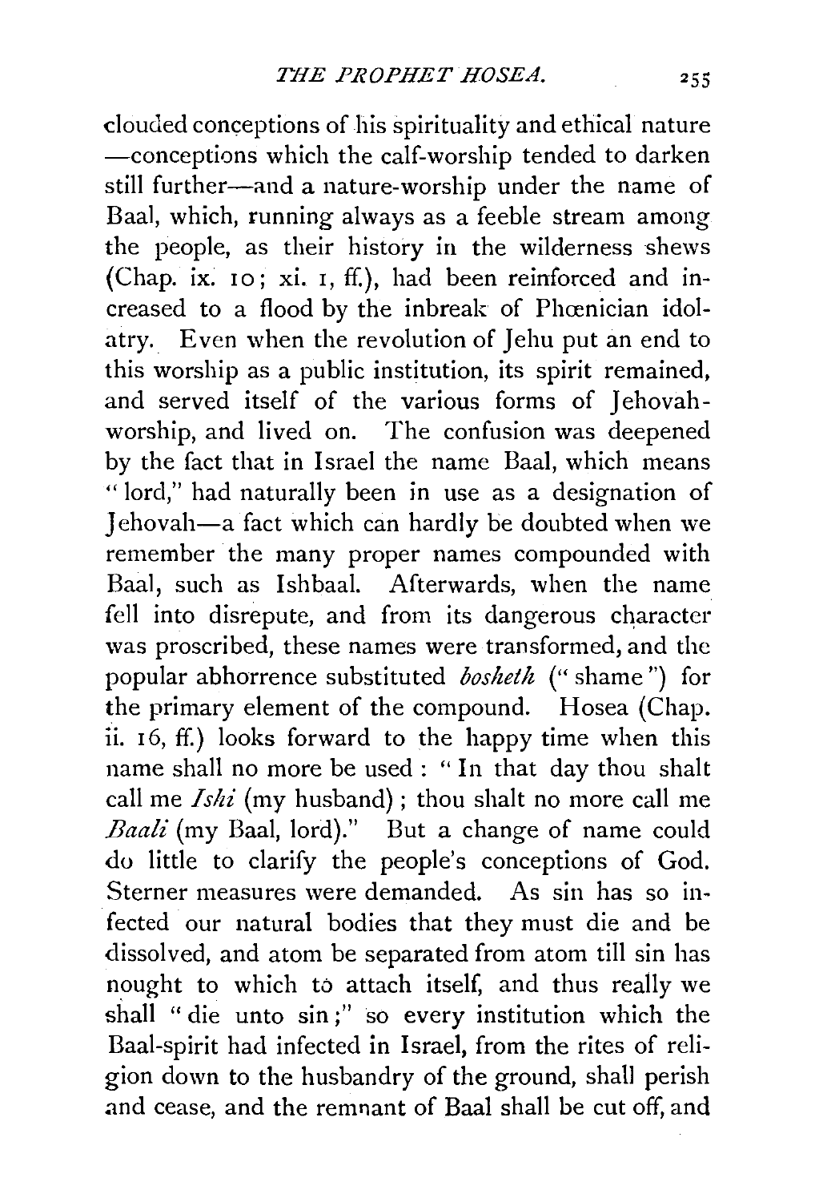clouded conceptions of his spirituality and ethical nature—conceptions which the calf-worship tended to darken still further—and a nature-worship under the name of Baal, which, running always as a feeble stream among the people, as their history in the wilderness shews (Chap. ix. 10; xi. 1, ff.), had been reinforced and increased to a flood by the inbreak of Phœnician idolatry. Even when the revolution of Jehu put an end to this worship as a public institution, its spirit remained, and served itself of the various forms of Jehovah-worship, and lived on. The confusion was deepened by the fact that in Israel the name Baal, which means "lord," had naturally been in use as a designation of Jehovah—a fact which can hardly be doubted when we remember the many proper names compounded with Baal, such as Ishbaal. Afterwards, when the name fell into disrepute, and from its dangerous character was proscribed, these names were transformed, and the popular abhorrence substituted *bosheth* ("shame") for the primary element of the compound. Hosea (Chap. ii. 16, ff.) looks forward to the happy time when this name shall no more be used: "In that day thou shalt call me *Ishi* (my husband); thou shalt no more call me *Baali* (my Baal, lord)." But a change of name could do little to clarify the people's conceptions of God. Sterner measures were demanded. As sin has so infected our natural bodies that they must die and be dissolved, and atom be separated from atom till sin has nought to which to attach itself, and thus really we shall "die unto sin;" so every institution which the Baal-spirit had infected in Israel, from the rites of religion down to the husbandry of the ground, shall perish and cease, and the remnant of Baal shall be cut off, and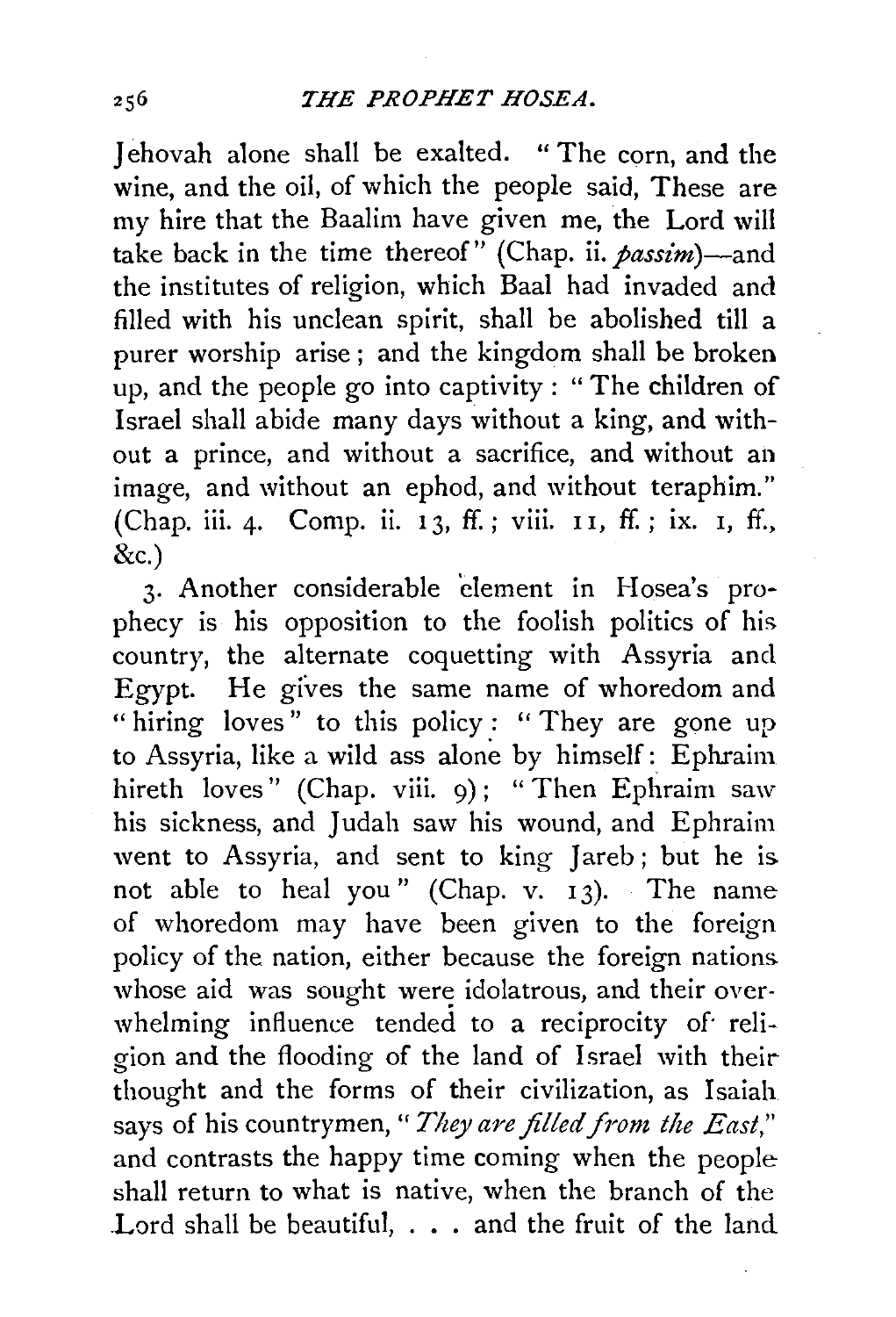Jehovah alone shall be exalted. "The corn, and the wine, and the oil, of which the people said, These are my hire that the Baalim have given me, the Lord will take back in the time thereof" (Chap. ii. *passim*)—and the institutes of religion, which Baal had invaded and filled with his unclean spirit, shall be abolished till a purer worship arise; and the kingdom shall be broken up, and the people go into captivity: "The children of Israel shall abide many days without a king, and without a prince, and without a sacrifice, and without an image, and without an ephod, and without teraphim." (Chap. iii. 4. Comp. ii. 13, ff.; viii. 11, ff.; ix. 1, ff., &c.)

3. Another considerable element in Hosea's prophecy is his opposition to the foolish politics of his country, the alternate coquetting with Assyria and Egypt. He gives the same name of whoredom and "hiring loves" to this policy: "They are gone up to Assyria, like a wild ass alone by himself: Ephraim hireth loves" (Chap. viii. 9); "Then Ephraim saw his sickness, and Judah saw his wound, and Ephraim went to Assyria, and sent to king Jareb; but he is not able to heal you" (Chap. v. 13). The name of whoredom may have been given to the foreign policy of the nation, either because the foreign nations whose aid was sought were idolatrous, and their overwhelming influence tended to a reciprocity of religion and the flooding of the land of Israel with their thought and the forms of their civilization, as Isaiah says of his countrymen, "*They are filled from the East*," and contrasts the happy time coming when the people shall return to what is native, when the branch of the Lord shall be beautiful, . . . and the fruit of the land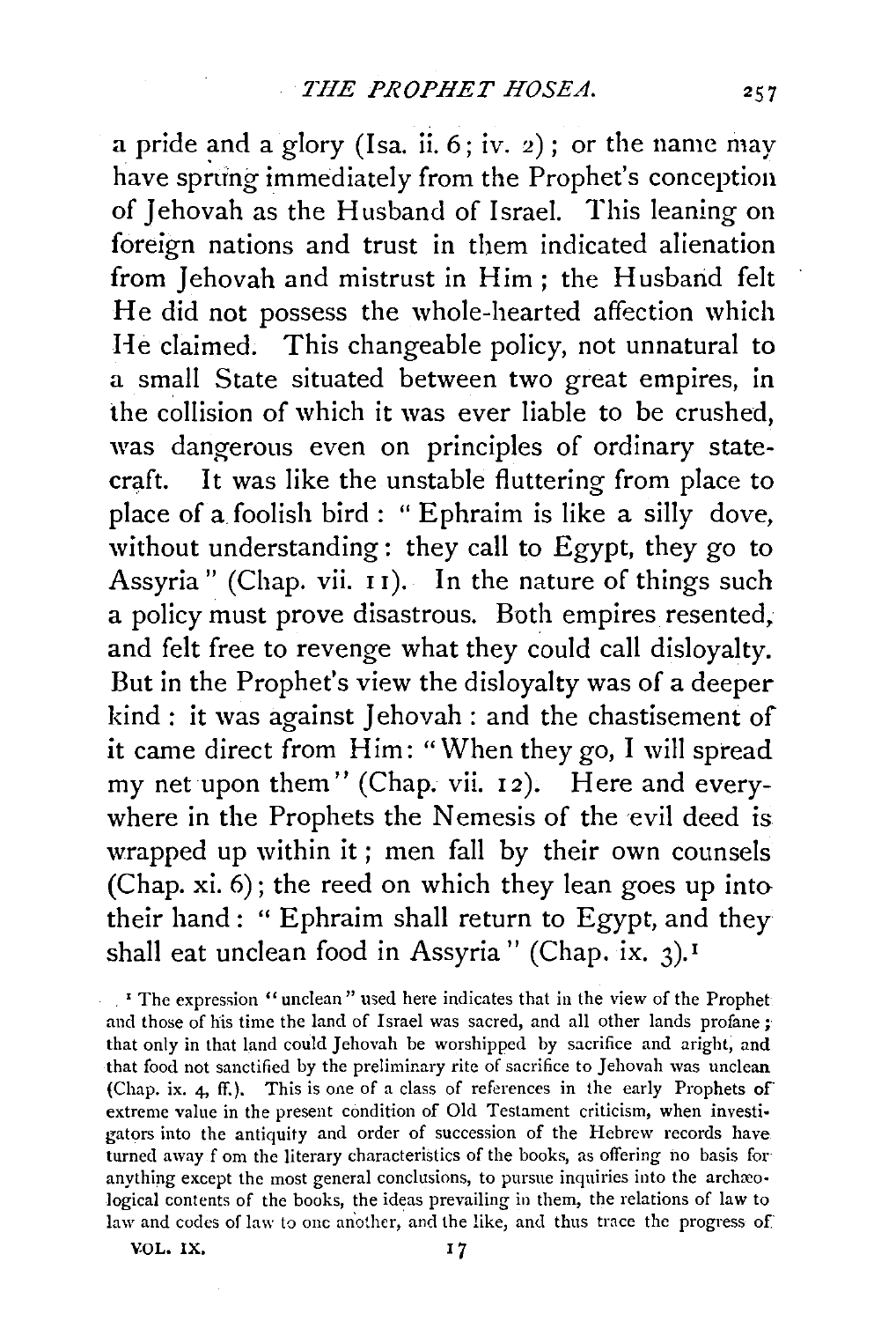a pride and a glory (Isa. ii. 6; iv. 2); or the name may have sprung immediately from the Prophet's conception of Jehovah as the Husband of Israel. This leaning on foreign nations and trust in them indicated alienation from Jehovah and mistrust in Him; the Husband felt He did not possess the whole-hearted affection which He claimed. This changeable policy, not unnatural to a small State situated between two great empires, in the collision of which it was ever liable to be crushed, was dangerous even on principles of ordinary statecraft. It was like the unstable fluttering from place to place of a foolish bird: "Ephraim is like a silly dove, without understanding: they call to Egypt, they go to Assyria" (Chap. vii. 11). In the nature of things such a policy must prove disastrous. Both empires resented, and felt free to revenge what they could call disloyalty. But in the Prophet's view the disloyalty was of a deeper kind: it was against Jehovah: and the chastisement of it came direct from Him: "When they go, I will spread my net upon them" (Chap. vii. 12). Here and everywhere in the Prophets the Nemesis of the evil deed is wrapped up within it; men fall by their own counsels (Chap. xi. 6); the reed on which they lean goes up into their hand: "Ephraim shall return to Egypt, and they shall eat unclean food in Assyria" (Chap. ix. 3).[1]

[1] The expression "unclean" used here indicates that in the view of the Prophet and those of his time the land of Israel was sacred, and all other lands profane; that only in that land could Jehovah be worshipped by sacrifice and aright, and that food not sanctified by the preliminary rite of sacrifice to Jehovah was unclean (Chap. ix. 4, ff.). This is one of a class of references in the early Prophets of extreme value in the present condition of Old Testament criticism, when investigators into the antiquity and order of succession of the Hebrew records have turned away f om the literary characteristics of the books, as offering no basis for anything except the most general conclusions, to pursue inquiries into the archæological contents of the books, the ideas prevailing in them, the relations of law to law and codes of law to one another, and the like, and thus trace the progress of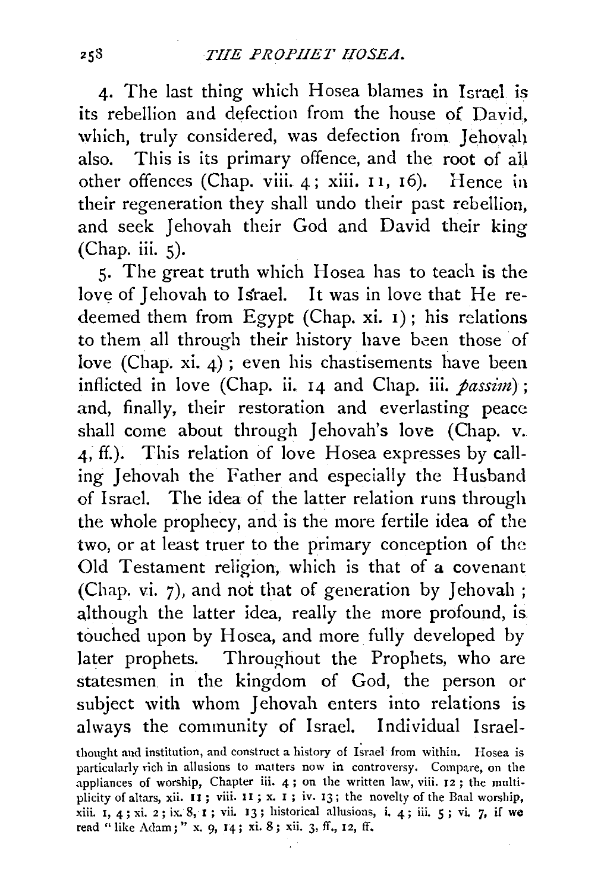4. The last thing which Hosea blames in Israel is its rebellion and defection from the house of David, which, truly considered, was defection from Jehovah also. This is its primary offence, and the root of all other offences (Chap. viii. 4; xiii. 11, 16). Hence in their regeneration they shall undo their past rebellion, and seek Jehovah their God and David their king (Chap. iii. 5).

5. The great truth which Hosea has to teach is the love of Jehovah to Israel. It was in love that He redeemed them from Egypt (Chap. xi. 1); his relations to them all through their history have been those of love (Chap. xi. 4); even his chastisements have been inflicted in love (Chap. ii. 14 and Chap. iii. *passim*); and, finally, their restoration and everlasting peace shall come about through Jehovah's love (Chap. v. 4, ff.). This relation of love Hosea expresses by calling Jehovah the Father and especially the Husband of Israel. The idea of the latter relation runs through the whole prophecy, and is the more fertile idea of the two, or at least truer to the primary conception of the Old Testament religion, which is that of a covenant (Chap. vi. 7), and not that of generation by Jehovah; although the latter idea, really the more profound, is touched upon by Hosea, and more fully developed by later prophets. Throughout the Prophets, who are statesmen in the kingdom of God, the person or subject with whom Jehovah enters into relations is always the community of Israel. Individual Israel-

thought and institution, and construct a history of Israel from within. Hosea is particularly rich in allusions to matters now in controversy. Compare, on the appliances of worship, Chapter iii. 4; on the written law, viii. 12; the multiplicity of altars, xii. 11; viii. 11; x. 1; iv. 13; the novelty of the Baal worship, xiii. 1, 4; xi. 2; ix. 8, 1; vii. 13; historical allusions, i. 4; iii. 5; vi. 7, if we read "like Adam;" x. 9, 14; xi. 8; xii. 3, ff., 12, ff.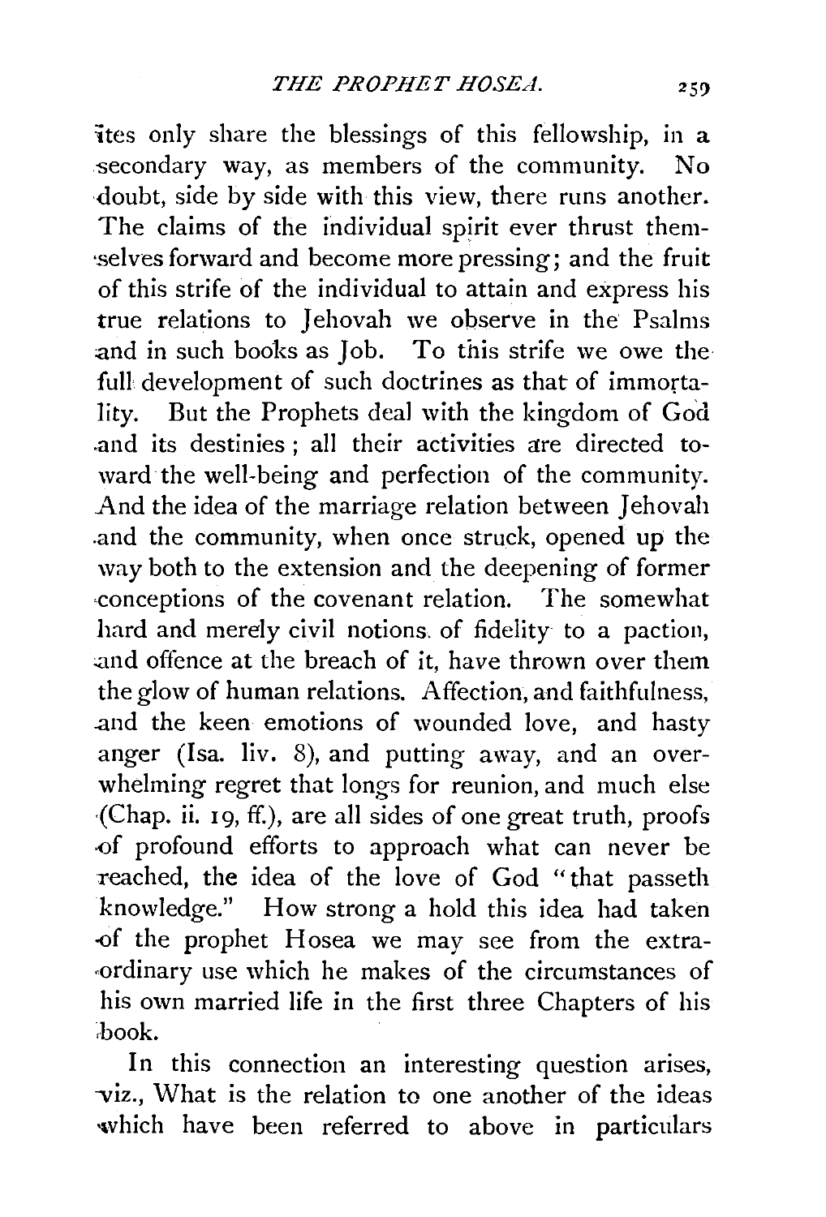ites only share the blessings of this fellowship, in a secondary way, as members of the community. No doubt, side by side with this view, there runs another. The claims of the individual spirit ever thrust themselves forward and become more pressing; and the fruit of this strife of the individual to attain and express his true relations to Jehovah we observe in the Psalms and in such books as Job. To this strife we owe the full development of such doctrines as that of immortality. But the Prophets deal with the kingdom of God and its destinies; all their activities are directed toward the well-being and perfection of the community. And the idea of the marriage relation between Jehovah and the community, when once struck, opened up the way both to the extension and the deepening of former conceptions of the covenant relation. The somewhat hard and merely civil notions of fidelity to a paction, and offence at the breach of it, have thrown over them the glow of human relations. Affection, and faithfulness, and the keen emotions of wounded love, and hasty anger (Isa. liv. 8), and putting away, and an overwhelming regret that longs for reunion, and much else (Chap. ii. 19, ff.), are all sides of one great truth, proofs of profound efforts to approach what can never be reached, the idea of the love of God "that passeth knowledge." How strong a hold this idea had taken of the prophet Hosea we may see from the extraordinary use which he makes of the circumstances of his own married life in the first three Chapters of his book.

In this connection an interesting question arises, viz., What is the relation to one another of the ideas which have been referred to above in particulars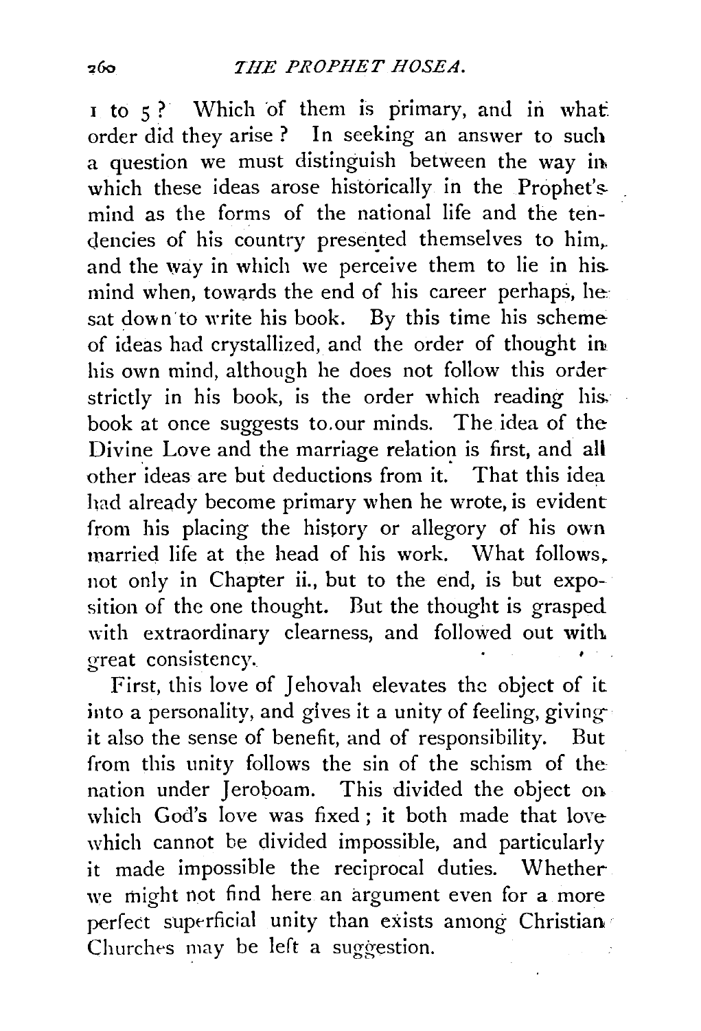1 to 5? Which of them is primary, and in what order did they arise? In seeking an answer to such a question we must distinguish between the way in which these ideas arose historically in the Prophet's mind as the forms of the national life and the tendencies of his country presented themselves to him, and the way in which we perceive them to lie in his mind when, towards the end of his career perhaps, he sat down to write his book. By this time his scheme of ideas had crystallized, and the order of thought in his own mind, although he does not follow this order strictly in his book, is the order which reading his book at once suggests to our minds. The idea of the Divine Love and the marriage relation is first, and all other ideas are but deductions from it. That this idea had already become primary when he wrote, is evident from his placing the history or allegory of his own married life at the head of his work. What follows, not only in Chapter ii., but to the end, is but exposition of the one thought. But the thought is grasped with extraordinary clearness, and followed out with great consistency.

First, this love of Jehovah elevates the object of it into a personality, and gives it a unity of feeling, giving it also the sense of benefit, and of responsibility. But from this unity follows the sin of the schism of the nation under Jeroboam. This divided the object on which God's love was fixed; it both made that love which cannot be divided impossible, and particularly it made impossible the reciprocal duties. Whether we might not find here an argument even for a more perfect superficial unity than exists among Christian Churches may be left a suggestion.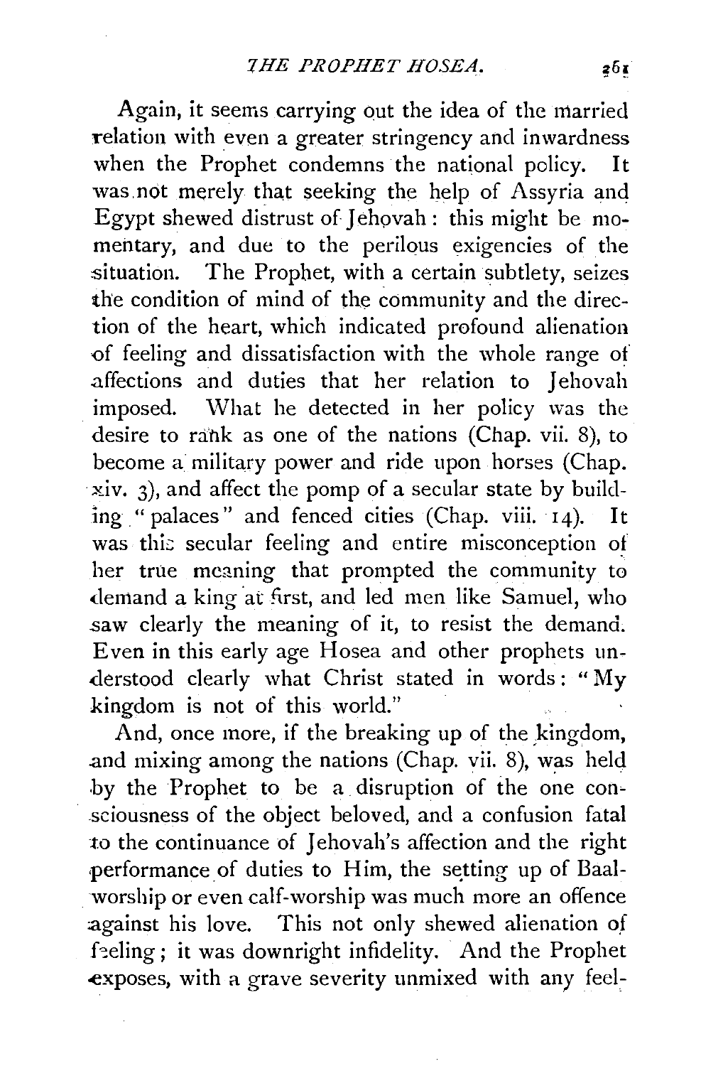Again, it seems carrying out the idea of the married relation with even a greater stringency and inwardness when the Prophet condemns the national policy. It was not merely that seeking the help of Assyria and Egypt shewed distrust of Jehovah: this might be momentary, and due to the perilous exigencies of the situation. The Prophet, with a certain subtlety, seizes the condition of mind of the community and the direction of the heart, which indicated profound alienation of feeling and dissatisfaction with the whole range of affections and duties that her relation to Jehovah imposed. What he detected in her policy was the desire to rank as one of the nations (Chap. vii. 8), to become a military power and ride upon horses (Chap. xiv. 3), and affect the pomp of a secular state by building "palaces" and fenced cities (Chap. viii. 14). It was this secular feeling and entire misconception of her true meaning that prompted the community to demand a king at first, and led men like Samuel, who saw clearly the meaning of it, to resist the demand. Even in this early age Hosea and other prophets understood clearly what Christ stated in words: "My kingdom is not of this world."

And, once more, if the breaking up of the kingdom, and mixing among the nations (Chap. vii. 8), was held by the Prophet to be a disruption of the one consciousness of the object beloved, and a confusion fatal to the continuance of Jehovah's affection and the right performance of duties to Him, the setting up of Baal-worship or even calf-worship was much more an offence against his love. This not only shewed alienation of feeling; it was downright infidelity. And the Prophet exposes, with a grave severity unmixed with any feel-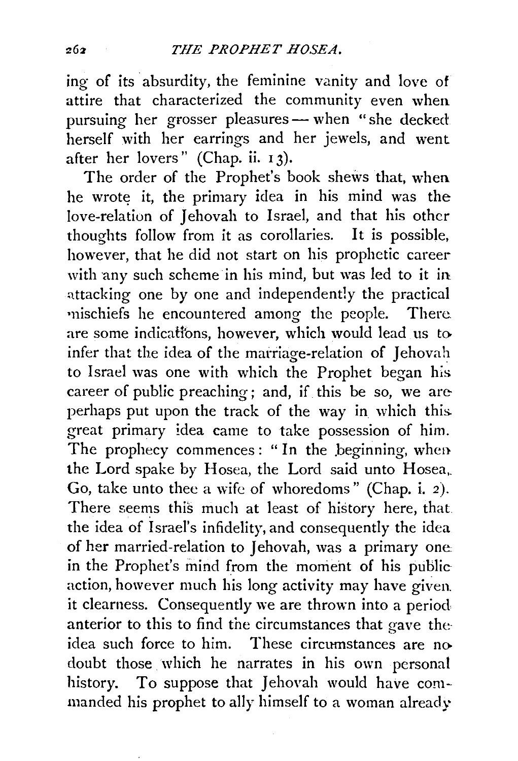ing of its absurdity, the feminine vanity and love of attire that characterized the community even when pursuing her grosser pleasures — when "she decked herself with her earrings and her jewels, and went after her lovers" (Chap. ii. 13).

The order of the Prophet's book shews that, when he wrote it, the primary idea in his mind was the love-relation of Jehovah to Israel, and that his other thoughts follow from it as corollaries. It is possible, however, that he did not start on his prophetic career with any such scheme in his mind, but was led to it in attacking one by one and independently the practical mischiefs he encountered among the people. There are some indications, however, which would lead us to infer that the idea of the marriage-relation of Jehovah to Israel was one with which the Prophet began his career of public preaching; and, if this be so, we are perhaps put upon the track of the way in which this great primary idea came to take possession of him. The prophecy commences: "In the beginning, when the Lord spake by Hosea, the Lord said unto Hosea, Go, take unto thee a wife of whoredoms" (Chap. i. 2). There seems this much at least of history here, that the idea of Israel's infidelity, and consequently the idea of her married-relation to Jehovah, was a primary one in the Prophet's mind from the moment of his public action, however much his long activity may have given it clearness. Consequently we are thrown into a period anterior to this to find the circumstances that gave the idea such force to him. These circumstances are no doubt those which he narrates in his own personal history. To suppose that Jehovah would have commanded his prophet to ally himself to a woman already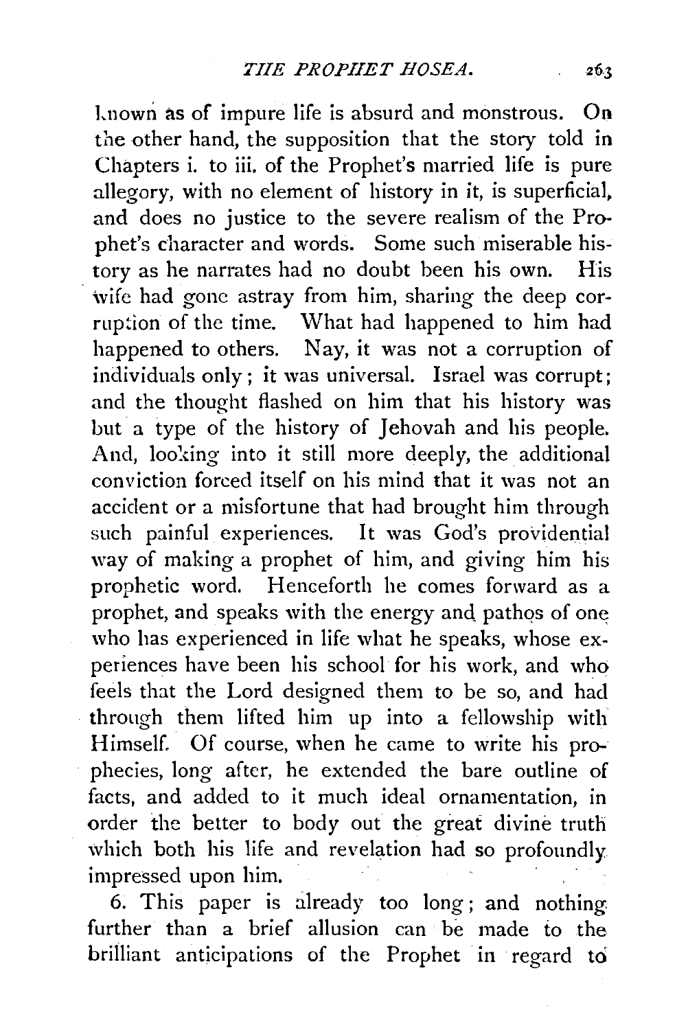known as of impure life is absurd and monstrous. On the other hand, the supposition that the story told in Chapters i. to iii. of the Prophet's married life is pure allegory, with no element of history in it, is superficial, and does no justice to the severe realism of the Prophet's character and words. Some such miserable history as he narrates had no doubt been his own. His wife had gone astray from him, sharing the deep corruption of the time. What had happened to him had happened to others. Nay, it was not a corruption of individuals only; it was universal. Israel was corrupt; and the thought flashed on him that his history was but a type of the history of Jehovah and his people. And, looking into it still more deeply, the additional conviction forced itself on his mind that it was not an accident or a misfortune that had brought him through such painful experiences. It was God's providential way of making a prophet of him, and giving him his prophetic word. Henceforth he comes forward as a prophet, and speaks with the energy and pathos of one who has experienced in life what he speaks, whose experiences have been his school for his work, and who feels that the Lord designed them to be so, and had through them lifted him up into a fellowship with Himself. Of course, when he came to write his prophecies, long after, he extended the bare outline of facts, and added to it much ideal ornamentation, in order the better to body out the great divine truth which both his life and revelation had so profoundly impressed upon him.

6. This paper is already too long; and nothing further than a brief allusion can be made to the brilliant anticipations of the Prophet in regard to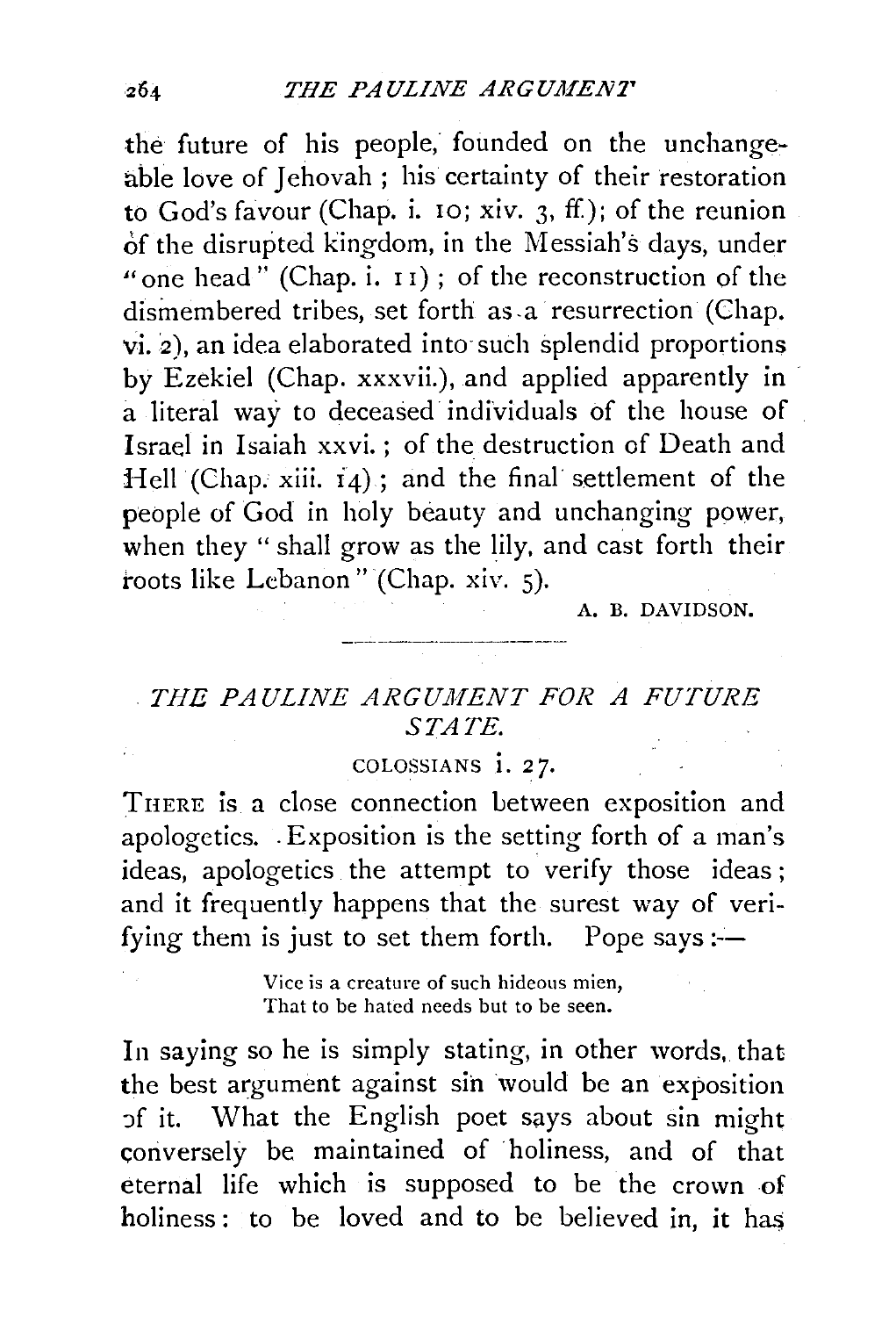the future of his people, founded on the unchangeable love of Jehovah; his certainty of their restoration to God's favour (Chap. i. 10; xiv. 3, ff.); of the reunion of the disrupted kingdom, in the Messiah's days, under "one head" (Chap. i. 11); of the reconstruction of the dismembered tribes, set forth as a resurrection (Chap. vi. 2), an idea elaborated into such splendid proportions by Ezekiel (Chap. xxxvii.), and applied apparently in a literal way to deceased individuals of the house of Israel in Isaiah xxvi.; of the destruction of Death and Hell (Chap. xiii. 14); and the final settlement of the people of God in holy beauty and unchanging power, when they "shall grow as the lily, and cast forth their roots like Lebanon" (Chap. xiv. 5).

A. B. DAVIDSON.

---

## *THE PAULINE ARGUMENT FOR A FUTURE STATE.*

COLOSSIANS i. 27.

THERE is a close connection between exposition and apologetics. Exposition is the setting forth of a man's ideas, apologetics the attempt to verify those ideas; and it frequently happens that the surest way of verifying them is just to set them forth. Pope says:—

> Vice is a creature of such hideous mien,
> That to be hated needs but to be seen.

In saying so he is simply stating, in other words, that the best argument against sin would be an exposition of it. What the English poet says about sin might conversely be maintained of holiness, and of that eternal life which is supposed to be the crown of holiness: to be loved and to be believed in, it has